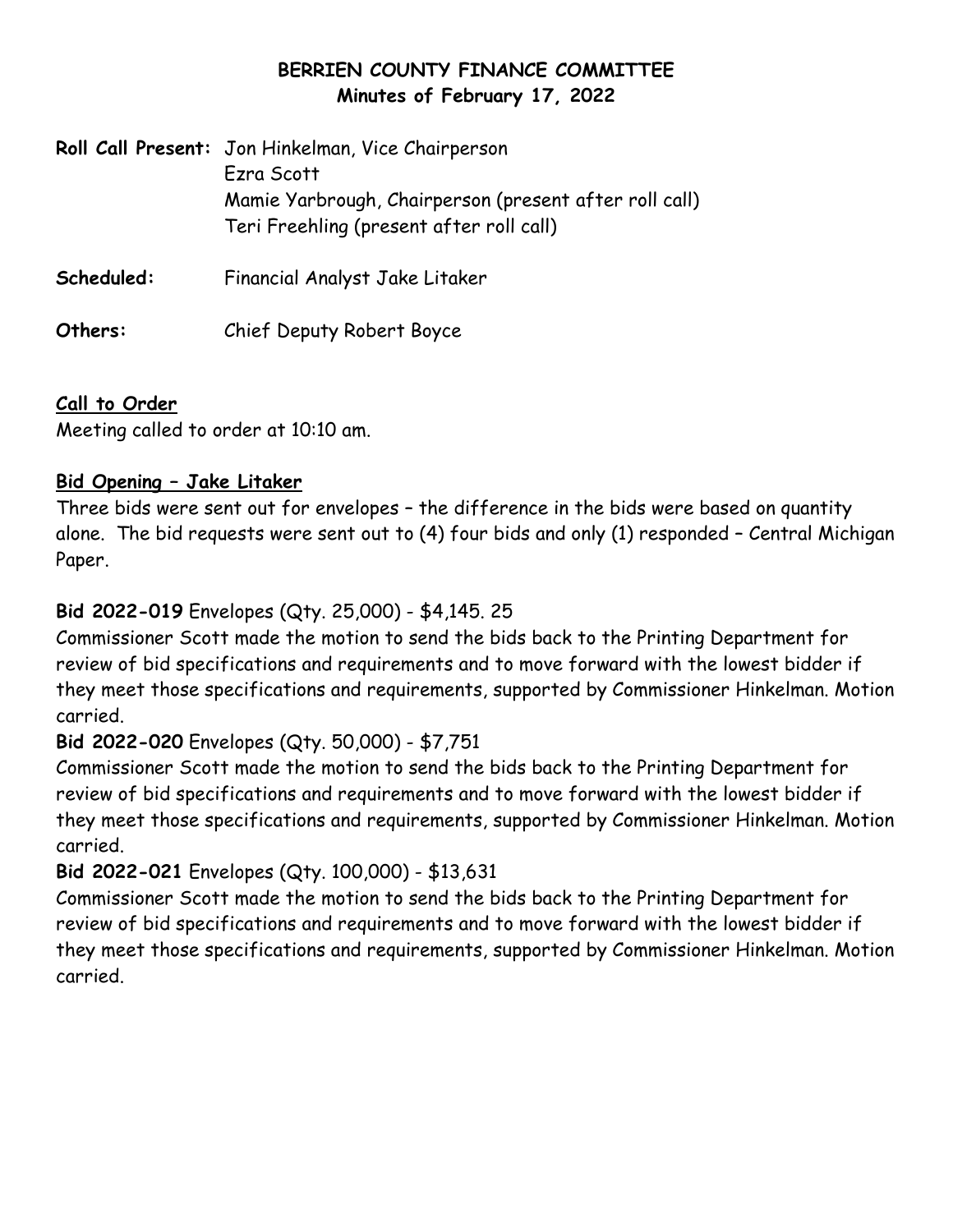# BERRIEN COUNTY FINANCE COMMITTEE
## Minutes of February 17, 2022

**Roll Call Present:** Jon Hinkelman, Vice Chairperson
Ezra Scott
Mamie Yarbrough, Chairperson (present after roll call)
Teri Freehling (present after roll call)

**Scheduled:** Financial Analyst Jake Litaker

**Others:** Chief Deputy Robert Boyce

### Call to Order

Meeting called to order at 10:10 am.

### Bid Opening – Jake Litaker

Three bids were sent out for envelopes – the difference in the bids were based on quantity alone. The bid requests were sent out to (4) four bids and only (1) responded – Central Michigan Paper.

**Bid 2022-019** Envelopes (Qty. 25,000) - $4,145. 25
Commissioner Scott made the motion to send the bids back to the Printing Department for review of bid specifications and requirements and to move forward with the lowest bidder if they meet those specifications and requirements, supported by Commissioner Hinkelman. Motion carried.

**Bid 2022-020** Envelopes (Qty. 50,000) - $7,751
Commissioner Scott made the motion to send the bids back to the Printing Department for review of bid specifications and requirements and to move forward with the lowest bidder if they meet those specifications and requirements, supported by Commissioner Hinkelman. Motion carried.

**Bid 2022-021** Envelopes (Qty. 100,000) - $13,631
Commissioner Scott made the motion to send the bids back to the Printing Department for review of bid specifications and requirements and to move forward with the lowest bidder if they meet those specifications and requirements, supported by Commissioner Hinkelman. Motion carried.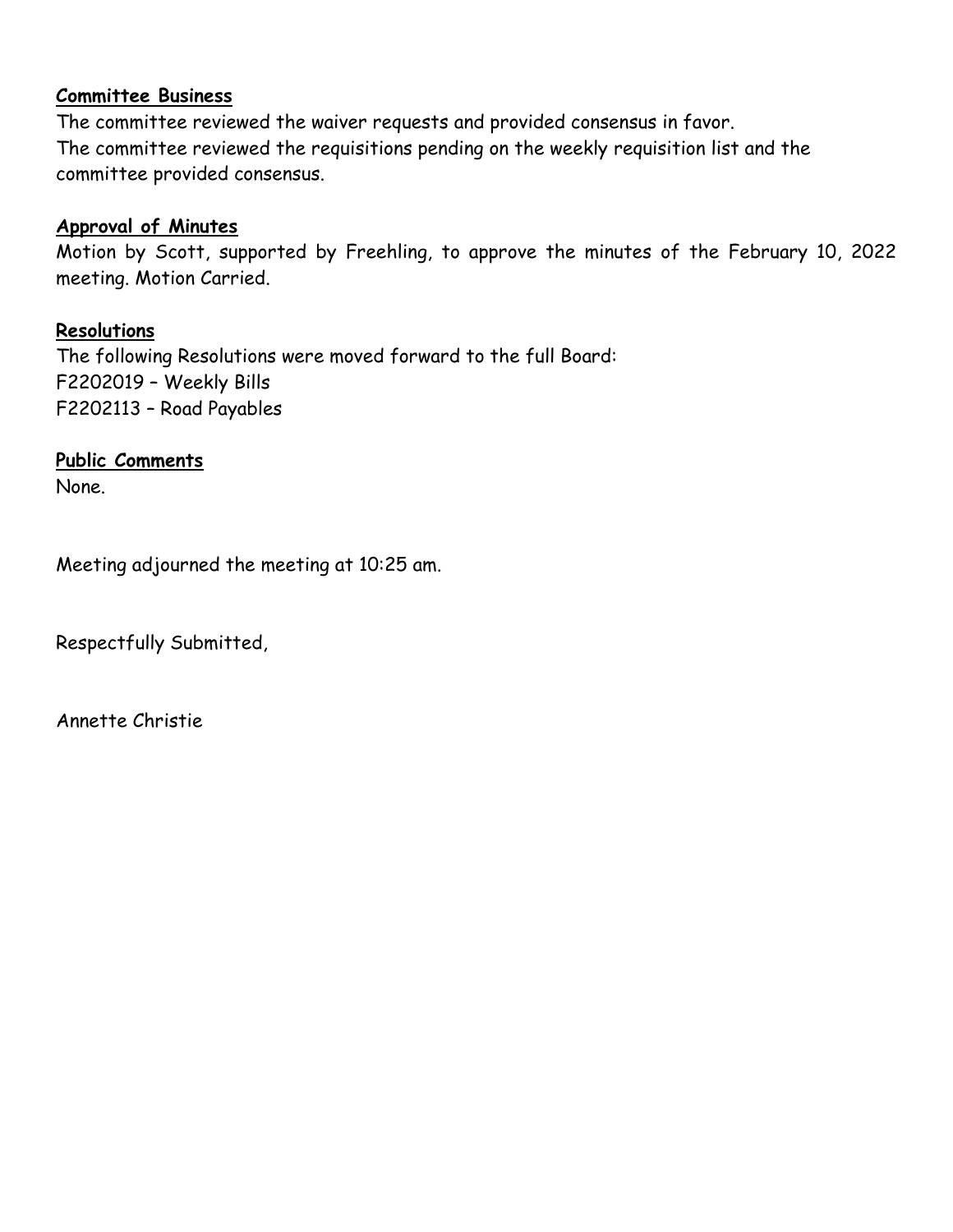**Committee Business**

The committee reviewed the waiver requests and provided consensus in favor.
The committee reviewed the requisitions pending on the weekly requisition list and the committee provided consensus.

**Approval of Minutes**

Motion by Scott, supported by Freehling, to approve the minutes of the February 10, 2022 meeting. Motion Carried.

**Resolutions**

The following Resolutions were moved forward to the full Board:
F2202019 – Weekly Bills
F2202113 – Road Payables

**Public Comments**

None.

Meeting adjourned the meeting at 10:25 am.

Respectfully Submitted,

Annette Christie